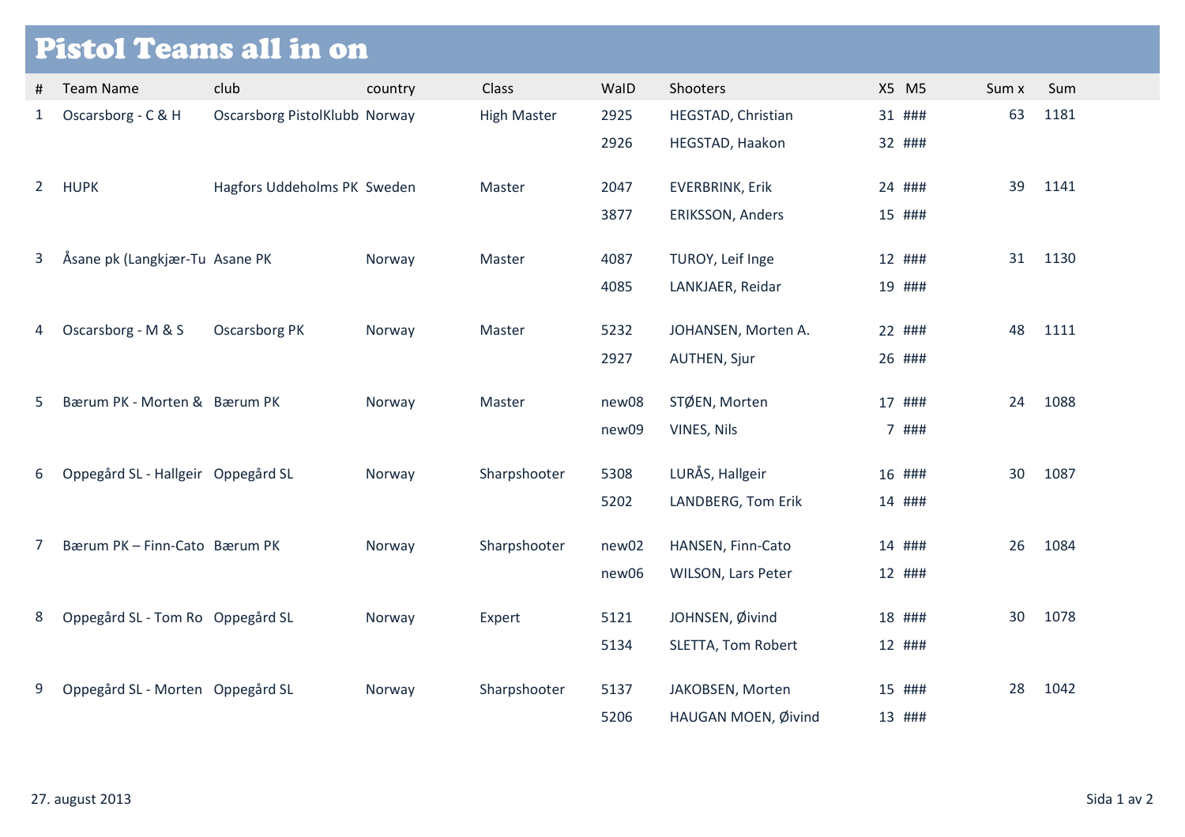# Pistol Teams all in on

| # | Team Name | club | country | Class | WaID | Shooters | X5 | M5 | Sum x | Sum |
|---|---|---|---|---|---|---|---|---|---|---|
| 1 | Oscarsborg - C & H | Oscarsborg PistolKlubb | Norway | High Master | 2925 | HEGSTAD, Christian | 31 | ### | 63 | 1181 |
| | | | | | 2926 | HEGSTAD, Haakon | 32 | ### | | |
| 2 | HUPK | Hagfors Uddeholms PK | Sweden | Master | 2047 | EVERBRINK, Erik | 24 | ### | 39 | 1141 |
| | | | | | 3877 | ERIKSSON, Anders | 15 | ### | | |
| 3 | Åsane pk (Langkjær-Tu | Asane PK | Norway | Master | 4087 | TUROY, Leif Inge | 12 | ### | 31 | 1130 |
| | | | | | 4085 | LANKJAER, Reidar | 19 | ### | | |
| 4 | Oscarsborg - M & S | Oscarsborg PK | Norway | Master | 5232 | JOHANSEN, Morten A. | 22 | ### | 48 | 1111 |
| | | | | | 2927 | AUTHEN, Sjur | 26 | ### | | |
| 5 | Bærum PK - Morten & | Bærum PK | Norway | Master | new08 | STØEN, Morten | 17 | ### | 24 | 1088 |
| | | | | | new09 | VINES, Nils | 7 | ### | | |
| 6 | Oppegård SL - Hallgeir | Oppegård SL | Norway | Sharpshooter | 5308 | LURÅS, Hallgeir | 16 | ### | 30 | 1087 |
| | | | | | 5202 | LANDBERG, Tom Erik | 14 | ### | | |
| 7 | Bærum PK – Finn-Cato | Bærum PK | Norway | Sharpshooter | new02 | HANSEN, Finn-Cato | 14 | ### | 26 | 1084 |
| | | | | | new06 | WILSON, Lars Peter | 12 | ### | | |
| 8 | Oppegård SL - Tom Ro | Oppegård SL | Norway | Expert | 5121 | JOHNSEN, Øivind | 18 | ### | 30 | 1078 |
| | | | | | 5134 | SLETTA, Tom Robert | 12 | ### | | |
| 9 | Oppegård SL - Morten | Oppegård SL | Norway | Sharpshooter | 5137 | JAKOBSEN, Morten | 15 | ### | 28 | 1042 |
| | | | | | 5206 | HAUGAN MOEN, Øivind | 13 | ### | | |

27. august 2013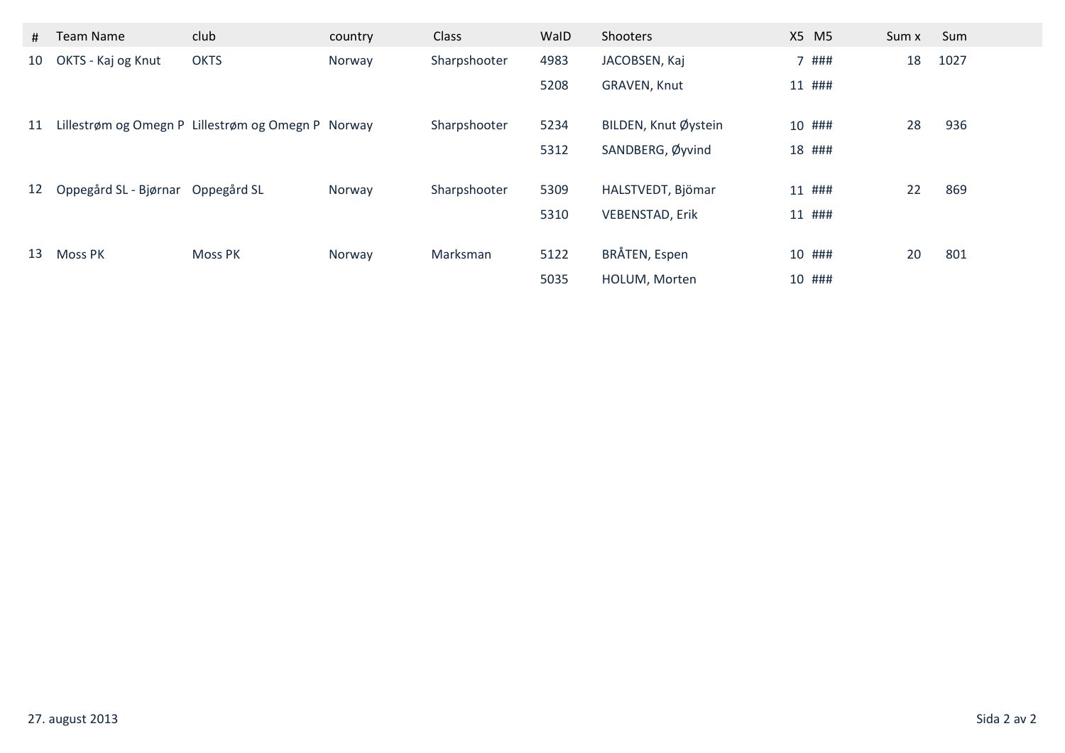| # | Team Name | club | country | Class | WaID | Shooters | X5 | M5 | Sum x | Sum |
|---|---|---|---|---|---|---|---|---|---|---|
| 10 | OKTS - Kaj og Knut | OKTS | Norway | Sharpshooter | 4983 | JACOBSEN, Kaj | 7 | ### | 18 | 1027 |
| | | | | | 5208 | GRAVEN, Knut | 11 | ### | | |
| 11 | Lillestrøm og Omegn P | Lillestrøm og Omegn P | Norway | Sharpshooter | 5234 | BILDEN, Knut Øystein | 10 | ### | 28 | 936 |
| | | | | | 5312 | SANDBERG, Øyvind | 18 | ### | | |
| 12 | Oppegård SL - Bjørnar | Oppegård SL | Norway | Sharpshooter | 5309 | HALSTVEDT, Bjömar | 11 | ### | 22 | 869 |
| | | | | | 5310 | VEBENSTAD, Erik | 11 | ### | | |
| 13 | Moss PK | Moss PK | Norway | Marksman | 5122 | BRÅTEN, Espen | 10 | ### | 20 | 801 |
| | | | | | 5035 | HOLUM, Morten | 10 | ### | | |

27. august 2013